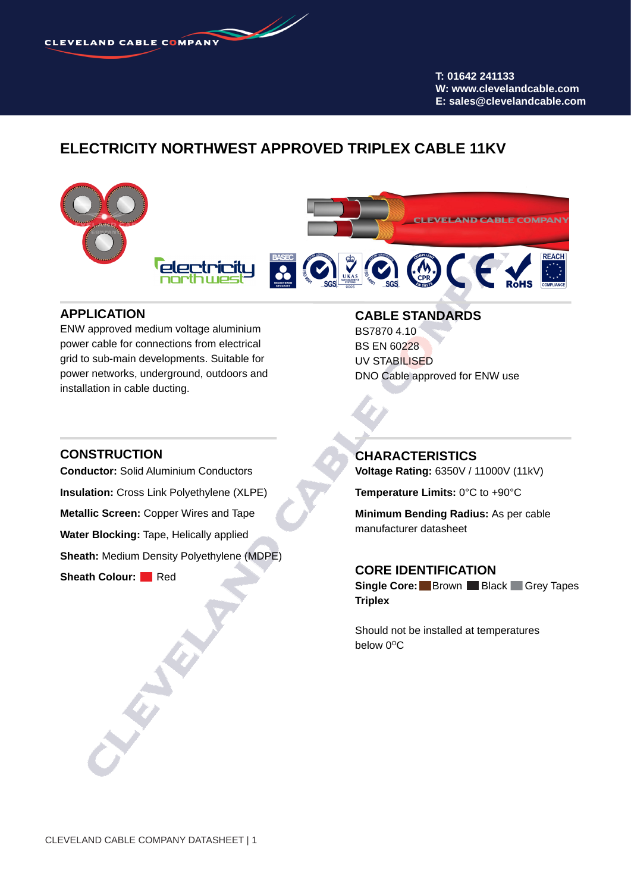CLEVELAND CABLE COMPANY

T: 01642 241133
W: www.clevelandcable.com
E: sales@clevelandcable.com

# ELECTRICITY NORTHWEST APPROVED TRIPLEX CABLE 11KV

## APPLICATION

ENW approved medium voltage aluminium power cable for connections from electrical grid to sub-main developments. Suitable for power networks, underground, outdoors and installation in cable ducting.

## CABLE STANDARDS

BS7870 4.10
BS EN 60228
UV STABILISED
DNO Cable approved for ENW use

## CONSTRUCTION

**Conductor:** Solid Aluminium Conductors

**Insulation:** Cross Link Polyethylene (XLPE)

**Metallic Screen:** Copper Wires and Tape

**Water Blocking:** Tape, Helically applied

**Sheath:** Medium Density Polyethylene (MDPE)

**Sheath Colour:** Red

## CHARACTERISTICS

**Voltage Rating:** 6350V / 11000V (11kV)

**Temperature Limits:** 0°C to +90°C

**Minimum Bending Radius:** As per cable manufacturer datasheet

## CORE IDENTIFICATION

**Single Core:** Brown Black Grey Tapes
**Triplex**

Should not be installed at temperatures below 0°C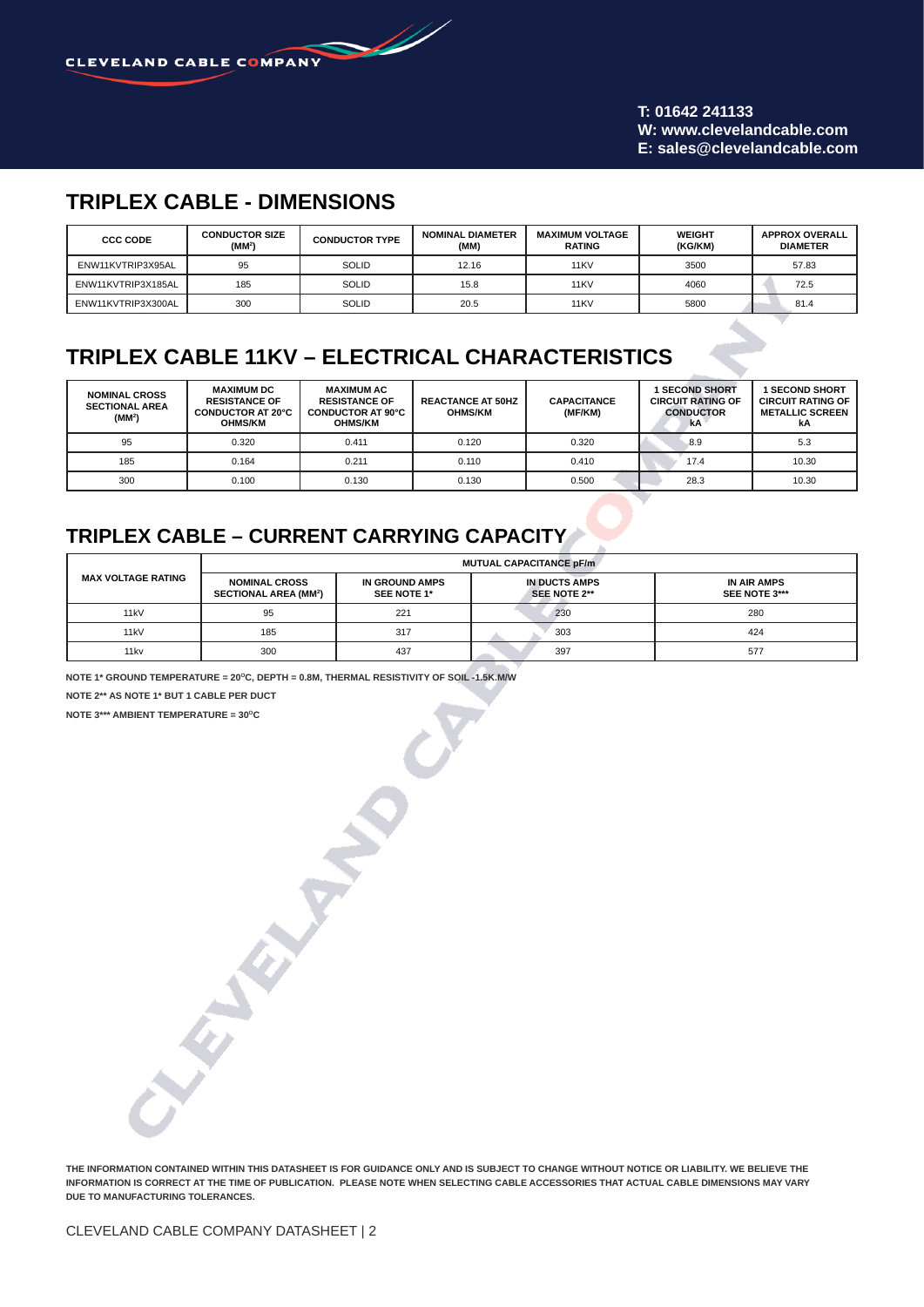## TRIPLEX CABLE - DIMENSIONS

| CCC CODE | CONDUCTOR SIZE (MM²) | CONDUCTOR TYPE | NOMINAL DIAMETER (MM) | MAXIMUM VOLTAGE RATING | WEIGHT (KG/KM) | APPROX OVERALL DIAMETER |
|---|---|---|---|---|---|---|
| ENW11KVTRIP3X95AL | 95 | SOLID | 12.16 | 11KV | 3500 | 57.83 |
| ENW11KVTRIP3X185AL | 185 | SOLID | 15.8 | 11KV | 4060 | 72.5 |
| ENW11KVTRIP3X300AL | 300 | SOLID | 20.5 | 11KV | 5800 | 81.4 |

## TRIPLEX CABLE 11KV – ELECTRICAL CHARACTERISTICS

| NOMINAL CROSS SECTIONAL AREA (MM²) | MAXIMUM DC RESISTANCE OF CONDUCTOR AT 20°C OHMS/KM | MAXIMUM AC RESISTANCE OF CONDUCTOR AT 90°C OHMS/KM | REACTANCE AT 50HZ OHMS/KM | CAPACITANCE (MF/KM) | 1 SECOND SHORT CIRCUIT RATING OF CONDUCTOR kA | 1 SECOND SHORT CIRCUIT RATING OF METALLIC SCREEN kA |
|---|---|---|---|---|---|---|
| 95 | 0.320 | 0.411 | 0.120 | 0.320 | 8.9 | 5.3 |
| 185 | 0.164 | 0.211 | 0.110 | 0.410 | 17.4 | 10.30 |
| 300 | 0.100 | 0.130 | 0.130 | 0.500 | 28.3 | 10.30 |

## TRIPLEX CABLE – CURRENT CARRYING CAPACITY

| MAX VOLTAGE RATING | MUTUAL CAPACITANCE pF/m | | | |
|---|---|---|---|---|
| | NOMINAL CROSS SECTIONAL AREA (MM²) | IN GROUND AMPS SEE NOTE 1* | IN DUCTS AMPS SEE NOTE 2** | IN AIR AMPS SEE NOTE 3*** |
| 11kV | 95 | 221 | 230 | 280 |
| 11kV | 185 | 317 | 303 | 424 |
| 11kv | 300 | 437 | 397 | 577 |

**NOTE 1* GROUND TEMPERATURE = 20°C, DEPTH = 0.8M, THERMAL RESISTIVITY OF SOIL -1.5K.M/W**

**NOTE 2** AS NOTE 1* BUT 1 CABLE PER DUCT**

**NOTE 3*** AMBIENT TEMPERATURE = 30°C**

**THE INFORMATION CONTAINED WITHIN THIS DATASHEET IS FOR GUIDANCE ONLY AND IS SUBJECT TO CHANGE WITHOUT NOTICE OR LIABILITY. WE BELIEVE THE INFORMATION IS CORRECT AT THE TIME OF PUBLICATION. PLEASE NOTE WHEN SELECTING CABLE ACCESSORIES THAT ACTUAL CABLE DIMENSIONS MAY VARY DUE TO MANUFACTURING TOLERANCES.**